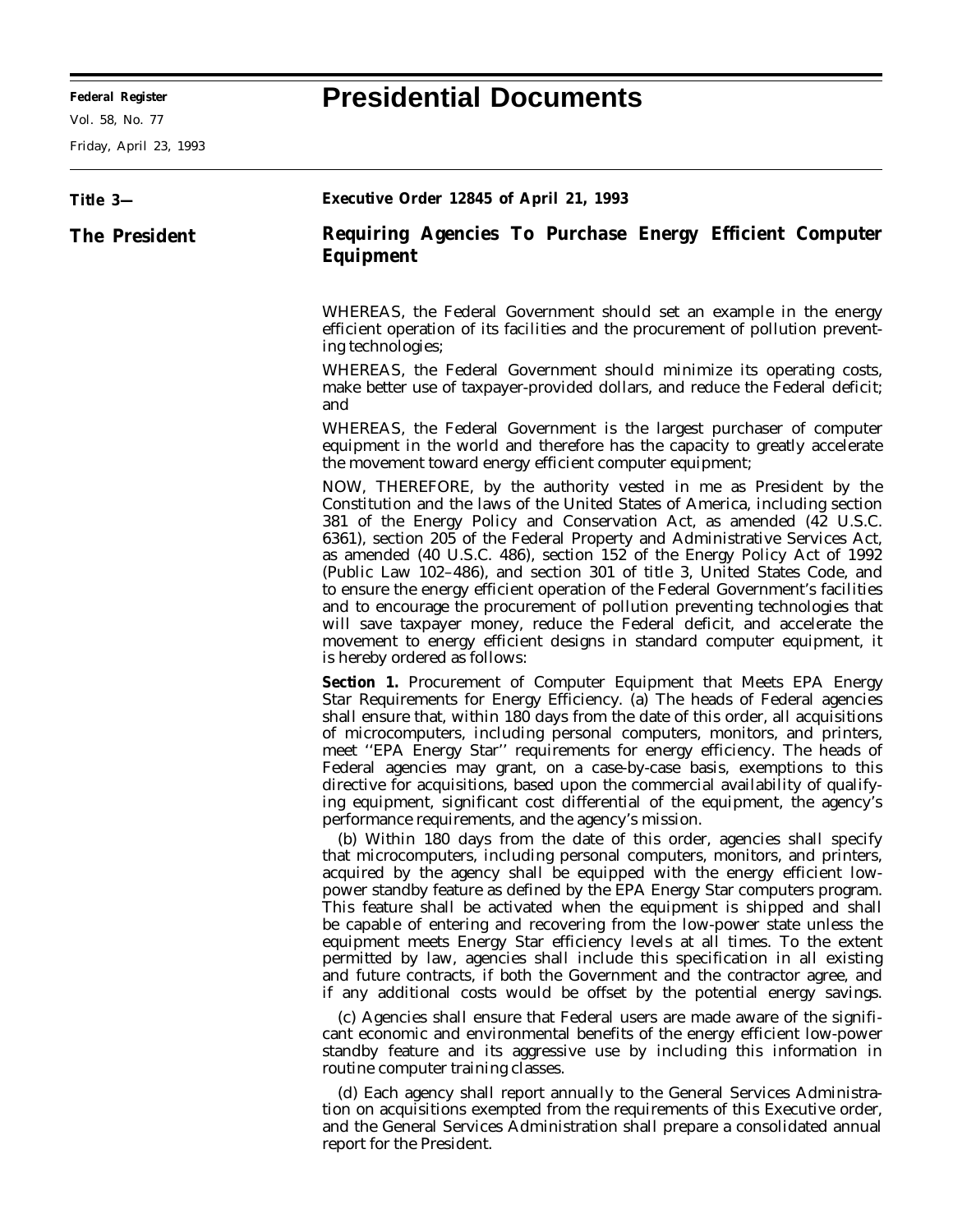# Presidential Documents

**Title 3—**

**The President**

**Executive Order 12845 of April 21, 1993**

## Requiring Agencies To Purchase Energy Efficient Computer Equipment

WHEREAS, the Federal Government should set an example in the energy efficient operation of its facilities and the procurement of pollution preventing technologies;

WHEREAS, the Federal Government should minimize its operating costs, make better use of taxpayer-provided dollars, and reduce the Federal deficit; and

WHEREAS, the Federal Government is the largest purchaser of computer equipment in the world and therefore has the capacity to greatly accelerate the movement toward energy efficient computer equipment;

NOW, THEREFORE, by the authority vested in me as President by the Constitution and the laws of the United States of America, including section 381 of the Energy Policy and Conservation Act, as amended (42 U.S.C. 6361), section 205 of the Federal Property and Administrative Services Act, as amended (40 U.S.C. 486), section 152 of the Energy Policy Act of 1992 (Public Law 102–486), and section 301 of title 3, United States Code, and to ensure the energy efficient operation of the Federal Government's facilities and to encourage the procurement of pollution preventing technologies that will save taxpayer money, reduce the Federal deficit, and accelerate the movement to energy efficient designs in standard computer equipment, it is hereby ordered as follows:

**Section 1.** Procurement of Computer Equipment that Meets EPA Energy Star Requirements for Energy Efficiency. (a) The heads of Federal agencies shall ensure that, within 180 days from the date of this order, all acquisitions of microcomputers, including personal computers, monitors, and printers, meet ''EPA Energy Star'' requirements for energy efficiency. The heads of Federal agencies may grant, on a case-by-case basis, exemptions to this directive for acquisitions, based upon the commercial availability of qualifying equipment, significant cost differential of the equipment, the agency's performance requirements, and the agency's mission.

(b) Within 180 days from the date of this order, agencies shall specify that microcomputers, including personal computers, monitors, and printers, acquired by the agency shall be equipped with the energy efficient low-power standby feature as defined by the EPA Energy Star computers program. This feature shall be activated when the equipment is shipped and shall be capable of entering and recovering from the low-power state unless the equipment meets Energy Star efficiency levels at all times. To the extent permitted by law, agencies shall include this specification in all existing and future contracts, if both the Government and the contractor agree, and if any additional costs would be offset by the potential energy savings.

(c) Agencies shall ensure that Federal users are made aware of the significant economic and environmental benefits of the energy efficient low-power standby feature and its aggressive use by including this information in routine computer training classes.

(d) Each agency shall report annually to the General Services Administration on acquisitions exempted from the requirements of this Executive order, and the General Services Administration shall prepare a consolidated annual report for the President.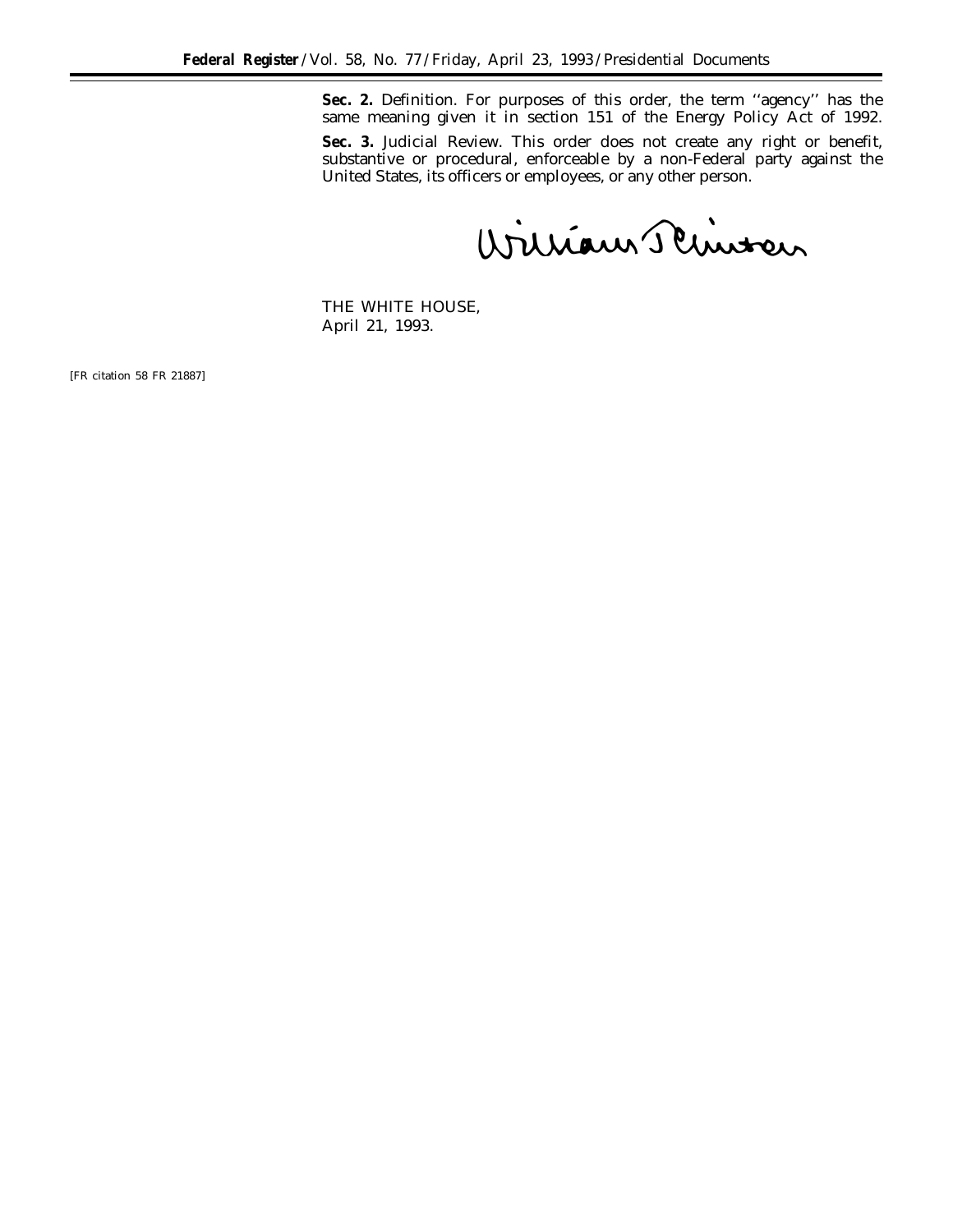**Sec. 2.** Definition. For purposes of this order, the term ''agency'' has the same meaning given it in section 151 of the Energy Policy Act of 1992.

**Sec. 3.** Judicial Review. This order does not create any right or benefit, substantive or procedural, enforceable by a non-Federal party against the United States, its officers or employees, or any other person.

William J. Clinton

THE WHITE HOUSE,
April 21, 1993.

[FR citation 58 FR 21887]